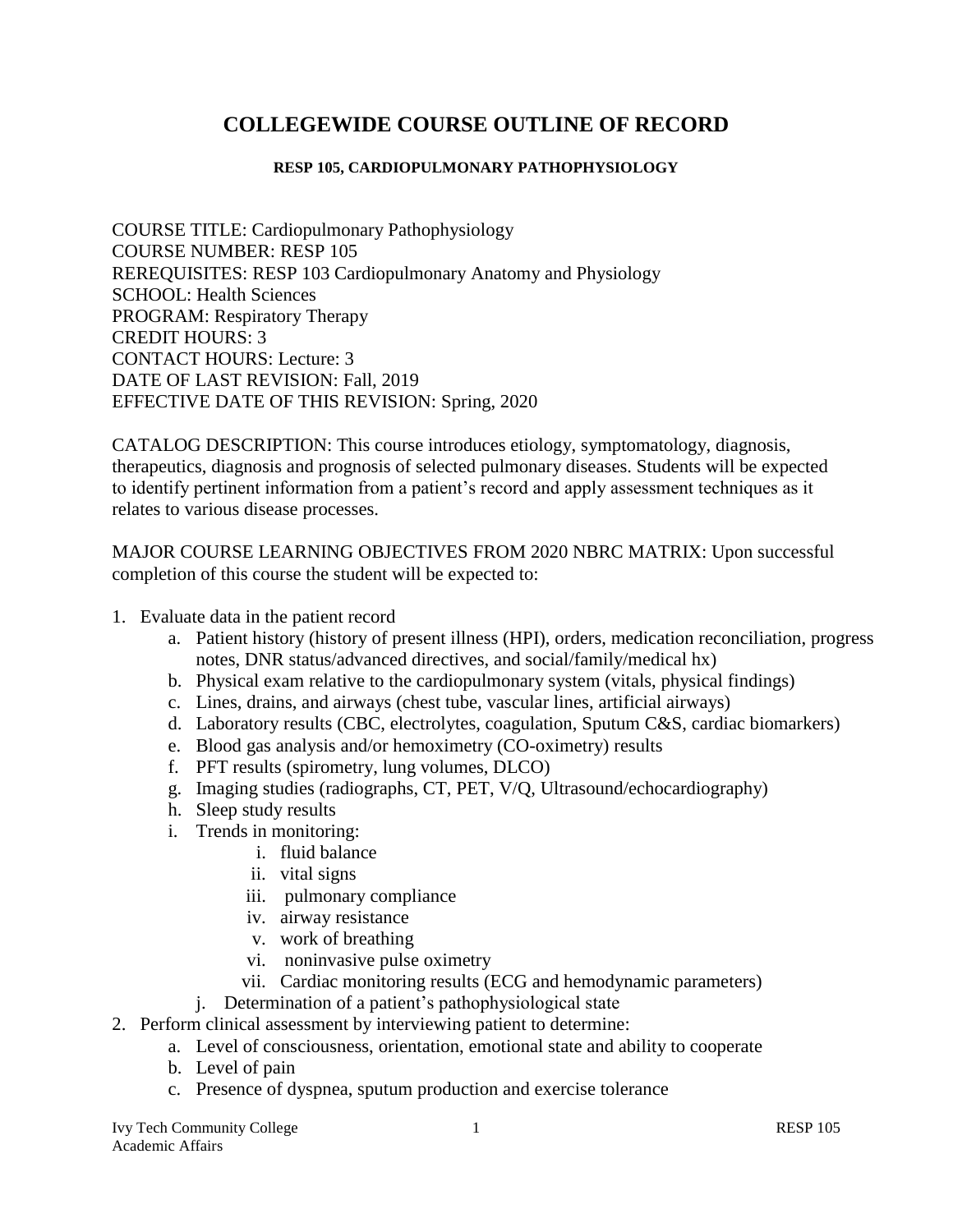# COLLEGEWIDE COURSE OUTLINE OF RECORD

### RESP 105, CARDIOPULMONARY PATHOPHYSIOLOGY

COURSE TITLE: Cardiopulmonary Pathophysiology
COURSE NUMBER: RESP 105
REREQUISITES: RESP 103 Cardiopulmonary Anatomy and Physiology
SCHOOL: Health Sciences
PROGRAM: Respiratory Therapy
CREDIT HOURS: 3
CONTACT HOURS: Lecture: 3
DATE OF LAST REVISION: Fall, 2019
EFFECTIVE DATE OF THIS REVISION: Spring, 2020

CATALOG DESCRIPTION: This course introduces etiology, symptomatology, diagnosis, therapeutics, diagnosis and prognosis of selected pulmonary diseases. Students will be expected to identify pertinent information from a patient's record and apply assessment techniques as it relates to various disease processes.

MAJOR COURSE LEARNING OBJECTIVES FROM 2020 NBRC MATRIX: Upon successful completion of this course the student will be expected to:

1. Evaluate data in the patient record
   a. Patient history (history of present illness (HPI), orders, medication reconciliation, progress notes, DNR status/advanced directives, and social/family/medical hx)
   b. Physical exam relative to the cardiopulmonary system (vitals, physical findings)
   c. Lines, drains, and airways (chest tube, vascular lines, artificial airways)
   d. Laboratory results (CBC, electrolytes, coagulation, Sputum C&S, cardiac biomarkers)
   e. Blood gas analysis and/or hemoximetry (CO-oximetry) results
   f. PFT results (spirometry, lung volumes, DLCO)
   g. Imaging studies (radiographs, CT, PET, V/Q, Ultrasound/echocardiography)
   h. Sleep study results
   i. Trends in monitoring:
      i. fluid balance
      ii. vital signs
      iii. pulmonary compliance
      iv. airway resistance
      v. work of breathing
      vi. noninvasive pulse oximetry
      vii. Cardiac monitoring results (ECG and hemodynamic parameters)
   j. Determination of a patient's pathophysiological state
2. Perform clinical assessment by interviewing patient to determine:
   a. Level of consciousness, orientation, emotional state and ability to cooperate
   b. Level of pain
   c. Presence of dyspnea, sputum production and exercise tolerance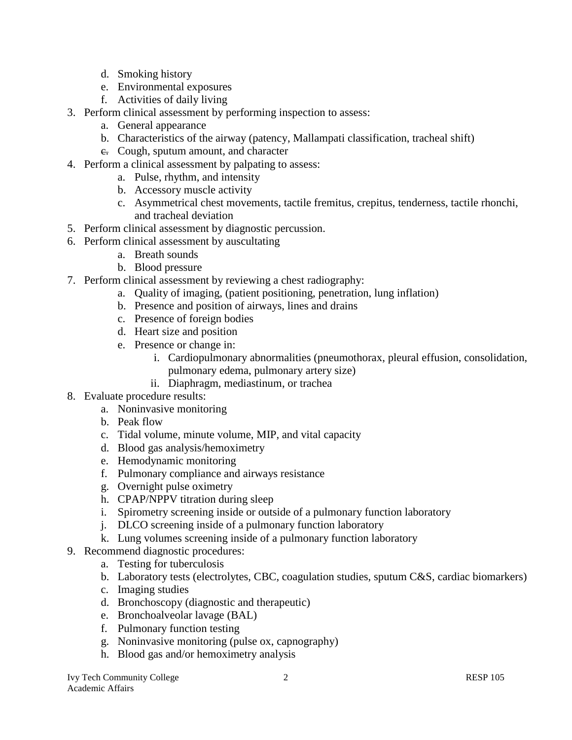d. Smoking history
   e. Environmental exposures
   f. Activities of daily living

3. Perform clinical assessment by performing inspection to assess:
   a. General appearance
   b. Characteristics of the airway (patency, Mallampati classification, tracheal shift)
   c. Cough, sputum amount, and character
4. Perform a clinical assessment by palpating to assess:
   a. Pulse, rhythm, and intensity
   b. Accessory muscle activity
   c. Asymmetrical chest movements, tactile fremitus, crepitus, tenderness, tactile rhonchi, and tracheal deviation
5. Perform clinical assessment by diagnostic percussion.
6. Perform clinical assessment by auscultating
   a. Breath sounds
   b. Blood pressure
7. Perform clinical assessment by reviewing a chest radiography:
   a. Quality of imaging, (patient positioning, penetration, lung inflation)
   b. Presence and position of airways, lines and drains
   c. Presence of foreign bodies
   d. Heart size and position
   e. Presence or change in:
      i. Cardiopulmonary abnormalities (pneumothorax, pleural effusion, consolidation, pulmonary edema, pulmonary artery size)
      ii. Diaphragm, mediastinum, or trachea
8. Evaluate procedure results:
   a. Noninvasive monitoring
   b. Peak flow
   c. Tidal volume, minute volume, MIP, and vital capacity
   d. Blood gas analysis/hemoximetry
   e. Hemodynamic monitoring
   f. Pulmonary compliance and airways resistance
   g. Overnight pulse oximetry
   h. CPAP/NPPV titration during sleep
   i. Spirometry screening inside or outside of a pulmonary function laboratory
   j. DLCO screening inside of a pulmonary function laboratory
   k. Lung volumes screening inside of a pulmonary function laboratory
9. Recommend diagnostic procedures:
   a. Testing for tuberculosis
   b. Laboratory tests (electrolytes, CBC, coagulation studies, sputum C&S, cardiac biomarkers)
   c. Imaging studies
   d. Bronchoscopy (diagnostic and therapeutic)
   e. Bronchoalveolar lavage (BAL)
   f. Pulmonary function testing
   g. Noninvasive monitoring (pulse ox, capnography)
   h. Blood gas and/or hemoximetry analysis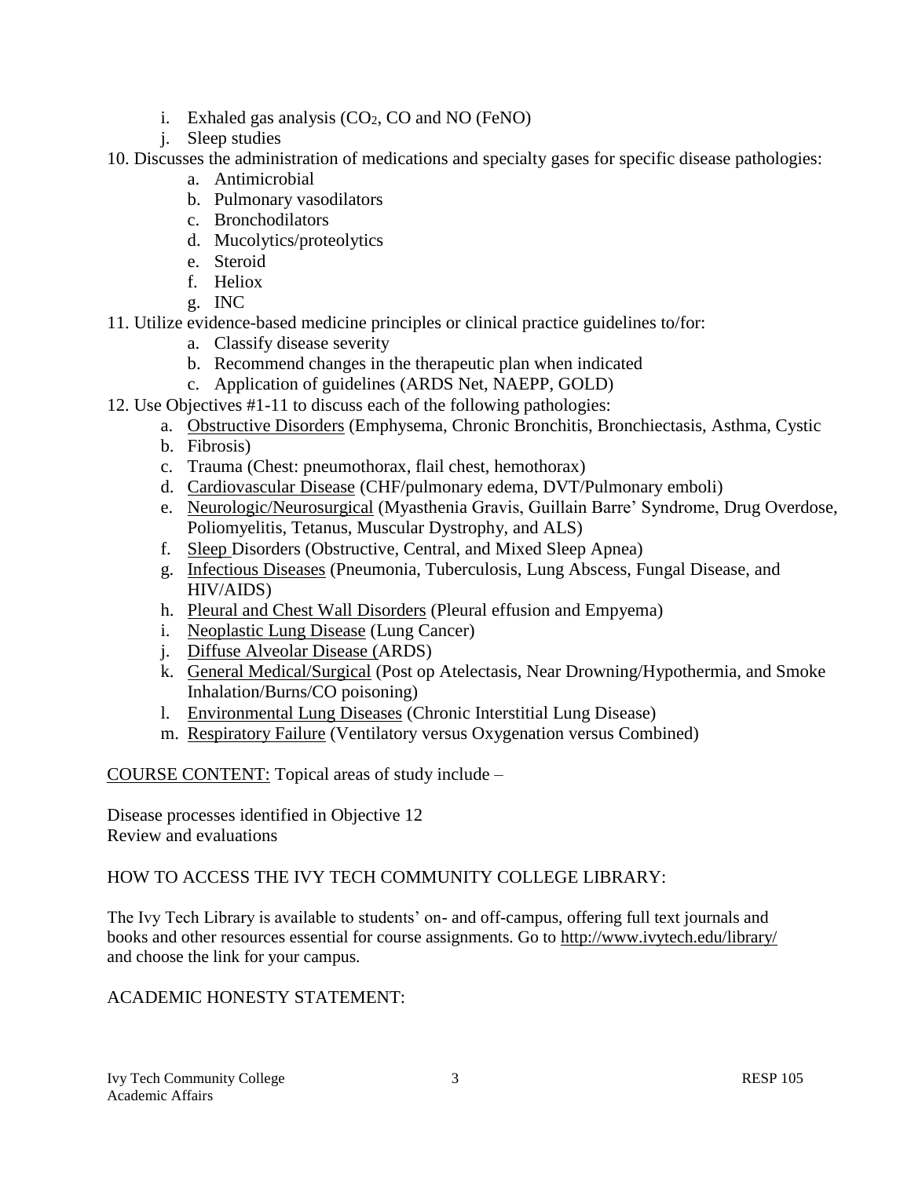i. Exhaled gas analysis ($CO_2$, CO and NO (FeNO)
   j. Sleep studies

10. Discusses the administration of medications and specialty gases for specific disease pathologies:
    a. Antimicrobial
    b. Pulmonary vasodilators
    c. Bronchodilators
    d. Mucolytics/proteolytics
    e. Steroid
    f. Heliox
    g. INC
11. Utilize evidence-based medicine principles or clinical practice guidelines to/for:
    a. Classify disease severity
    b. Recommend changes in the therapeutic plan when indicated
    c. Application of guidelines (ARDS Net, NAEPP, GOLD)
12. Use Objectives #1-11 to discuss each of the following pathologies:
    a. Obstructive Disorders (Emphysema, Chronic Bronchitis, Bronchiectasis, Asthma, Cystic
    b. Fibrosis)
    c. Trauma (Chest: pneumothorax, flail chest, hemothorax)
    d. Cardiovascular Disease (CHF/pulmonary edema, DVT/Pulmonary emboli)
    e. Neurologic/Neurosurgical (Myasthenia Gravis, Guillain Barre' Syndrome, Drug Overdose, Poliomyelitis, Tetanus, Muscular Dystrophy, and ALS)
    f. Sleep Disorders (Obstructive, Central, and Mixed Sleep Apnea)
    g. Infectious Diseases (Pneumonia, Tuberculosis, Lung Abscess, Fungal Disease, and HIV/AIDS)
    h. Pleural and Chest Wall Disorders (Pleural effusion and Empyema)
    i. Neoplastic Lung Disease (Lung Cancer)
    j. Diffuse Alveolar Disease (ARDS)
    k. General Medical/Surgical (Post op Atelectasis, Near Drowning/Hypothermia, and Smoke Inhalation/Burns/CO poisoning)
    l. Environmental Lung Diseases (Chronic Interstitial Lung Disease)
    m. Respiratory Failure (Ventilatory versus Oxygenation versus Combined)

COURSE CONTENT: Topical areas of study include –

Disease processes identified in Objective 12
Review and evaluations

HOW TO ACCESS THE IVY TECH COMMUNITY COLLEGE LIBRARY:

The Ivy Tech Library is available to students' on- and off-campus, offering full text journals and books and other resources essential for course assignments. Go to http://www.ivytech.edu/library/ and choose the link for your campus.

ACADEMIC HONESTY STATEMENT: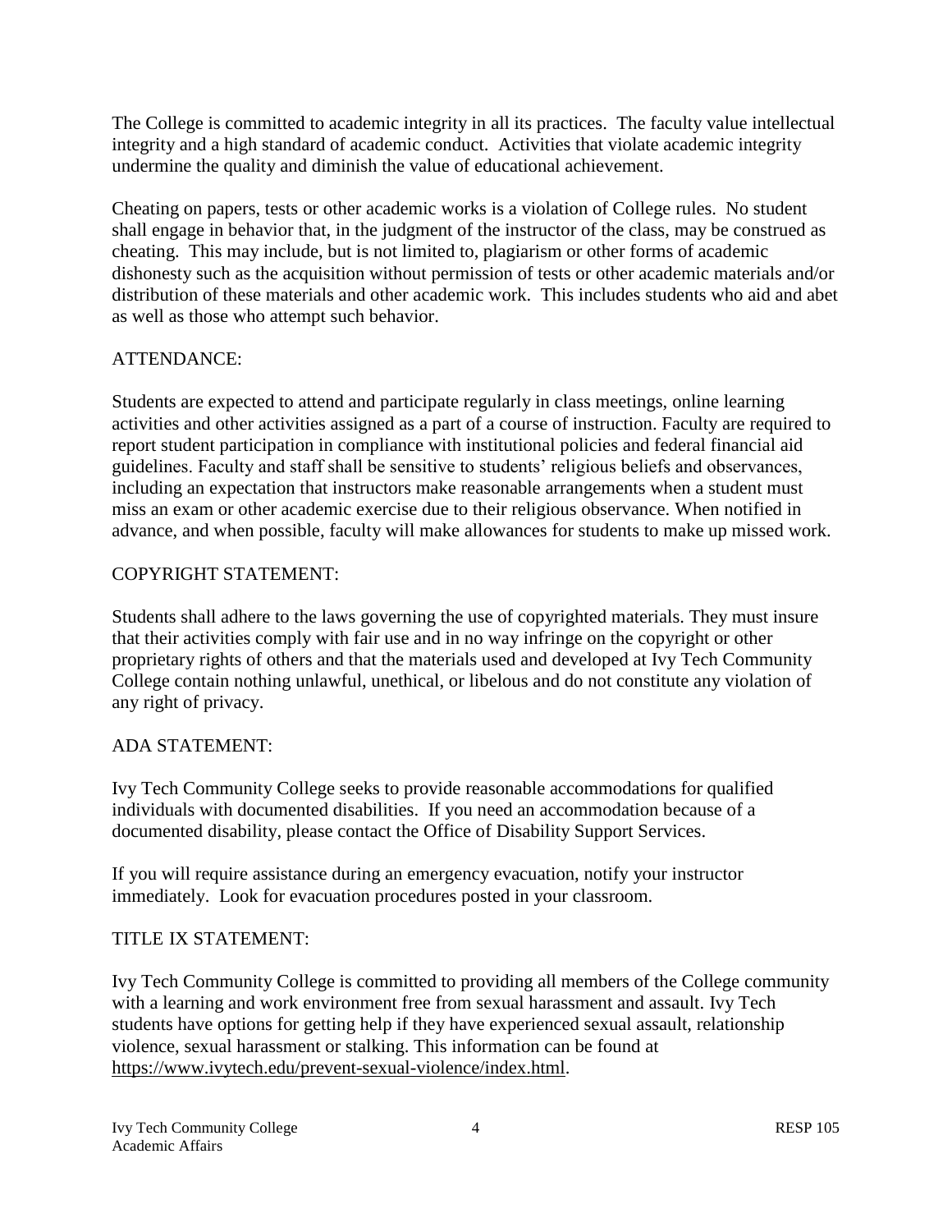The College is committed to academic integrity in all its practices. The faculty value intellectual integrity and a high standard of academic conduct. Activities that violate academic integrity undermine the quality and diminish the value of educational achievement.

Cheating on papers, tests or other academic works is a violation of College rules. No student shall engage in behavior that, in the judgment of the instructor of the class, may be construed as cheating. This may include, but is not limited to, plagiarism or other forms of academic dishonesty such as the acquisition without permission of tests or other academic materials and/or distribution of these materials and other academic work. This includes students who aid and abet as well as those who attempt such behavior.

## ATTENDANCE:

Students are expected to attend and participate regularly in class meetings, online learning activities and other activities assigned as a part of a course of instruction. Faculty are required to report student participation in compliance with institutional policies and federal financial aid guidelines. Faculty and staff shall be sensitive to students' religious beliefs and observances, including an expectation that instructors make reasonable arrangements when a student must miss an exam or other academic exercise due to their religious observance. When notified in advance, and when possible, faculty will make allowances for students to make up missed work.

## COPYRIGHT STATEMENT:

Students shall adhere to the laws governing the use of copyrighted materials. They must insure that their activities comply with fair use and in no way infringe on the copyright or other proprietary rights of others and that the materials used and developed at Ivy Tech Community College contain nothing unlawful, unethical, or libelous and do not constitute any violation of any right of privacy.

## ADA STATEMENT:

Ivy Tech Community College seeks to provide reasonable accommodations for qualified individuals with documented disabilities. If you need an accommodation because of a documented disability, please contact the Office of Disability Support Services.

If you will require assistance during an emergency evacuation, notify your instructor immediately. Look for evacuation procedures posted in your classroom.

## TITLE IX STATEMENT:

Ivy Tech Community College is committed to providing all members of the College community with a learning and work environment free from sexual harassment and assault. Ivy Tech students have options for getting help if they have experienced sexual assault, relationship violence, sexual harassment or stalking. This information can be found at https://www.ivytech.edu/prevent-sexual-violence/index.html.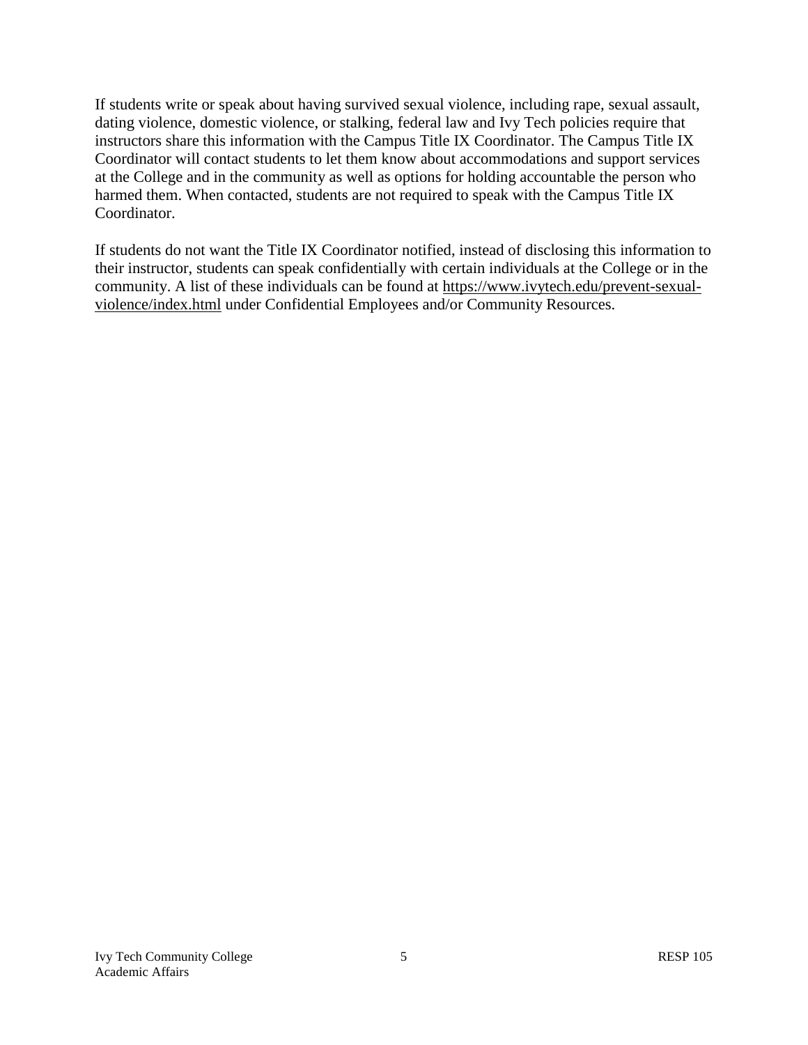If students write or speak about having survived sexual violence, including rape, sexual assault, dating violence, domestic violence, or stalking, federal law and Ivy Tech policies require that instructors share this information with the Campus Title IX Coordinator. The Campus Title IX Coordinator will contact students to let them know about accommodations and support services at the College and in the community as well as options for holding accountable the person who harmed them. When contacted, students are not required to speak with the Campus Title IX Coordinator.

If students do not want the Title IX Coordinator notified, instead of disclosing this information to their instructor, students can speak confidentially with certain individuals at the College or in the community. A list of these individuals can be found at https://www.ivytech.edu/prevent-sexual-violence/index.html under Confidential Employees and/or Community Resources.